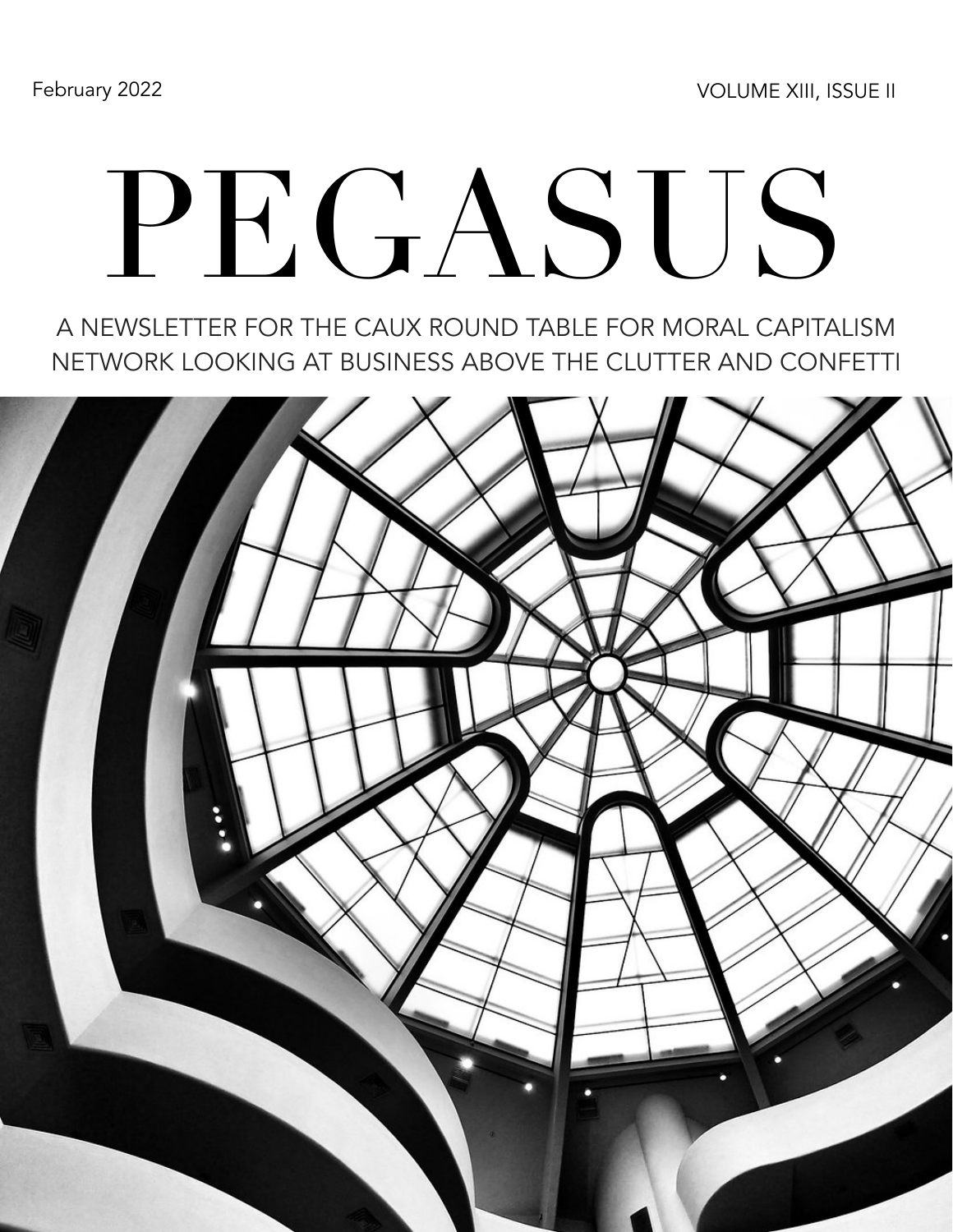February 2022

VOLUME XIII, ISSUE II

# PEGASUS

A NEWSLETTER FOR THE CAUX ROUND TABLE FOR MORAL CAPITALISM NETWORK LOOKING AT BUSINESS ABOVE THE CLUTTER AND CONFETTI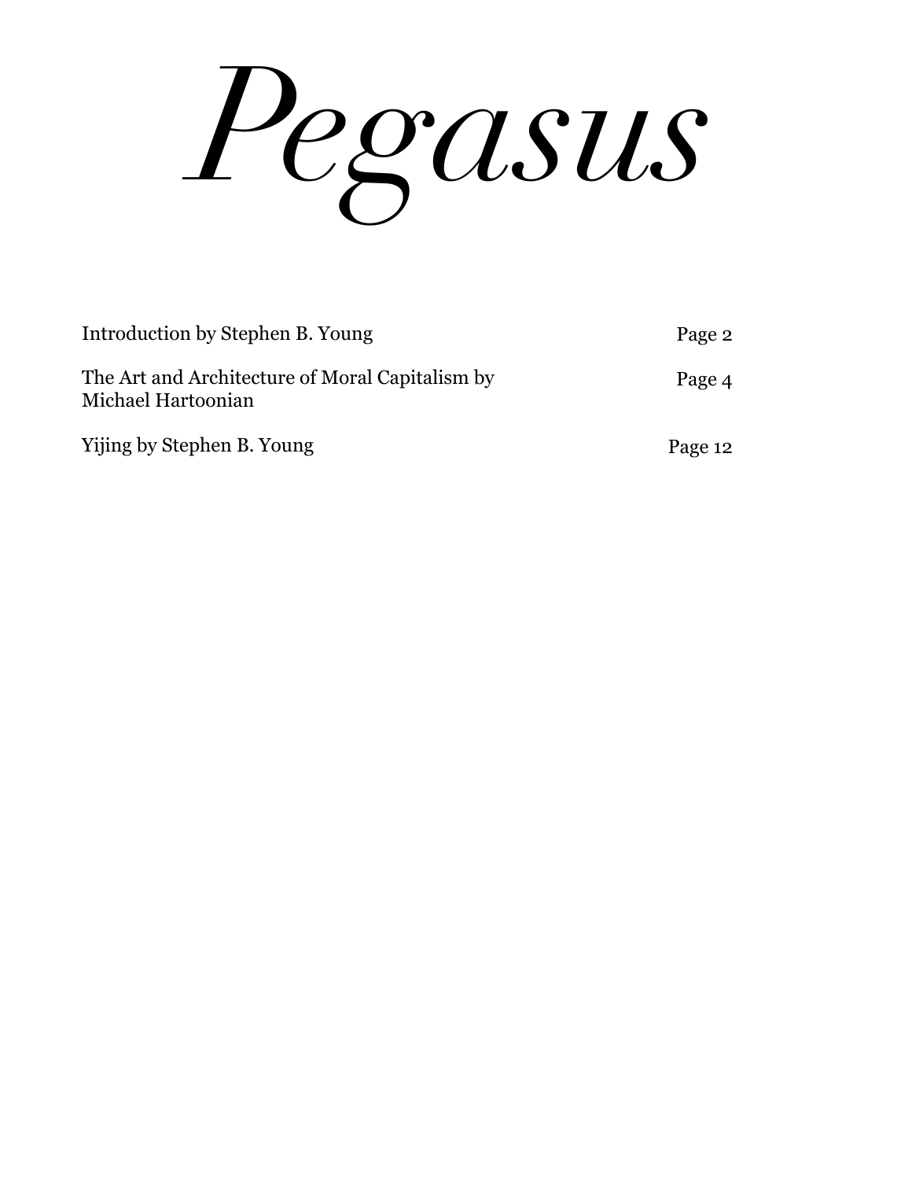# *Pegasus*

| | |
|---|---|
| Introduction by Stephen B. Young | Page 2 |
| The Art and Architecture of Moral Capitalism by Michael Hartoonian | Page 4 |
| Yijing by Stephen B. Young | Page 12 |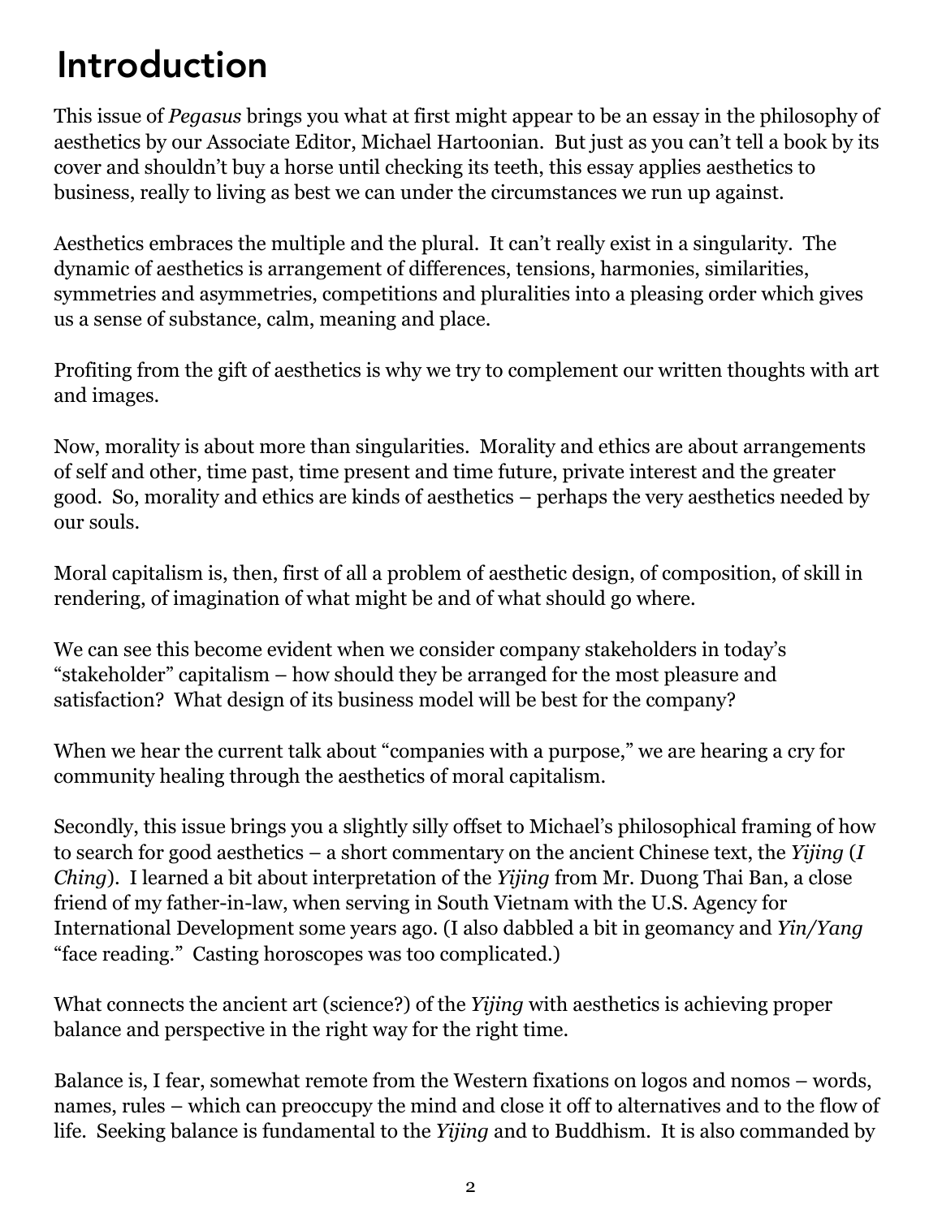# Introduction

This issue of *Pegasus* brings you what at first might appear to be an essay in the philosophy of aesthetics by our Associate Editor, Michael Hartoonian. But just as you can't tell a book by its cover and shouldn't buy a horse until checking its teeth, this essay applies aesthetics to business, really to living as best we can under the circumstances we run up against.

Aesthetics embraces the multiple and the plural. It can't really exist in a singularity. The dynamic of aesthetics is arrangement of differences, tensions, harmonies, similarities, symmetries and asymmetries, competitions and pluralities into a pleasing order which gives us a sense of substance, calm, meaning and place.

Profiting from the gift of aesthetics is why we try to complement our written thoughts with art and images.

Now, morality is about more than singularities. Morality and ethics are about arrangements of self and other, time past, time present and time future, private interest and the greater good. So, morality and ethics are kinds of aesthetics – perhaps the very aesthetics needed by our souls.

Moral capitalism is, then, first of all a problem of aesthetic design, of composition, of skill in rendering, of imagination of what might be and of what should go where.

We can see this become evident when we consider company stakeholders in today's "stakeholder" capitalism – how should they be arranged for the most pleasure and satisfaction? What design of its business model will be best for the company?

When we hear the current talk about "companies with a purpose," we are hearing a cry for community healing through the aesthetics of moral capitalism.

Secondly, this issue brings you a slightly silly offset to Michael's philosophical framing of how to search for good aesthetics – a short commentary on the ancient Chinese text, the *Yijing* (*I Ching*). I learned a bit about interpretation of the *Yijing* from Mr. Duong Thai Ban, a close friend of my father-in-law, when serving in South Vietnam with the U.S. Agency for International Development some years ago. (I also dabbled a bit in geomancy and *Yin/Yang* "face reading." Casting horoscopes was too complicated.)

What connects the ancient art (science?) of the *Yijing* with aesthetics is achieving proper balance and perspective in the right way for the right time.

Balance is, I fear, somewhat remote from the Western fixations on logos and nomos – words, names, rules – which can preoccupy the mind and close it off to alternatives and to the flow of life. Seeking balance is fundamental to the *Yijing* and to Buddhism. It is also commanded by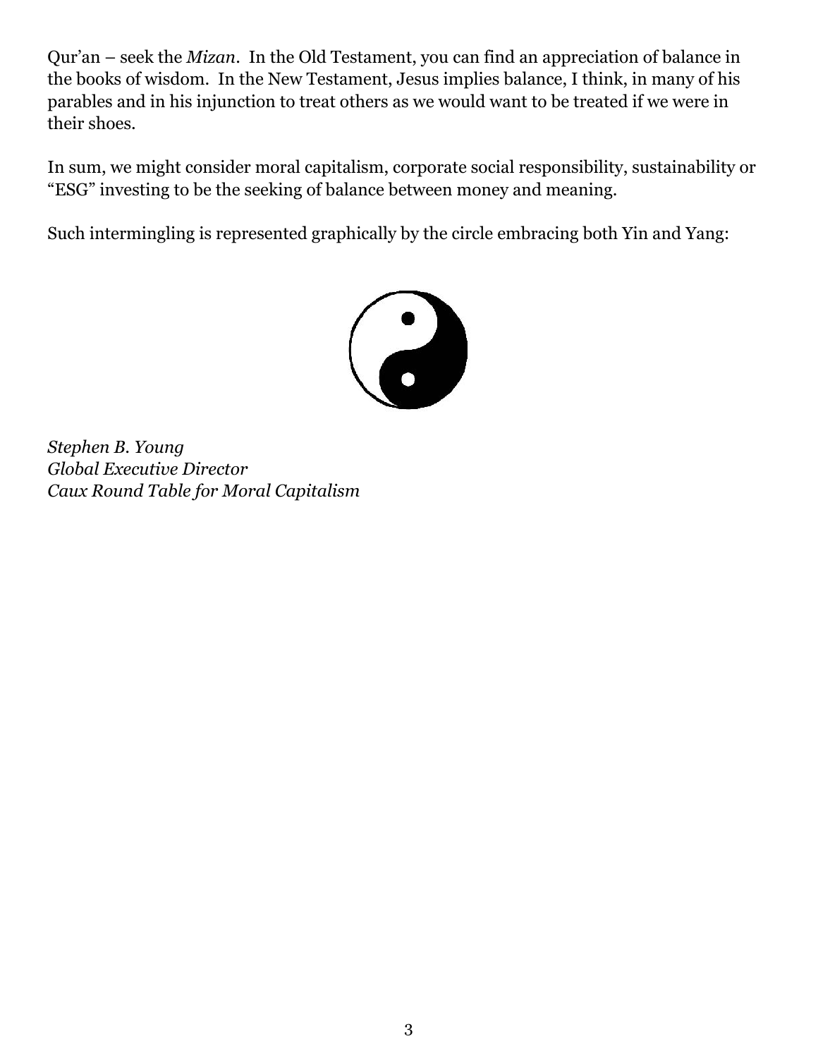Qur'an – seek the *Mizan*. In the Old Testament, you can find an appreciation of balance in the books of wisdom. In the New Testament, Jesus implies balance, I think, in many of his parables and in his injunction to treat others as we would want to be treated if we were in their shoes.

In sum, we might consider moral capitalism, corporate social responsibility, sustainability or "ESG" investing to be the seeking of balance between money and meaning.

Such intermingling is represented graphically by the circle embracing both Yin and Yang:

*Stephen B. Young*
*Global Executive Director*
*Caux Round Table for Moral Capitalism*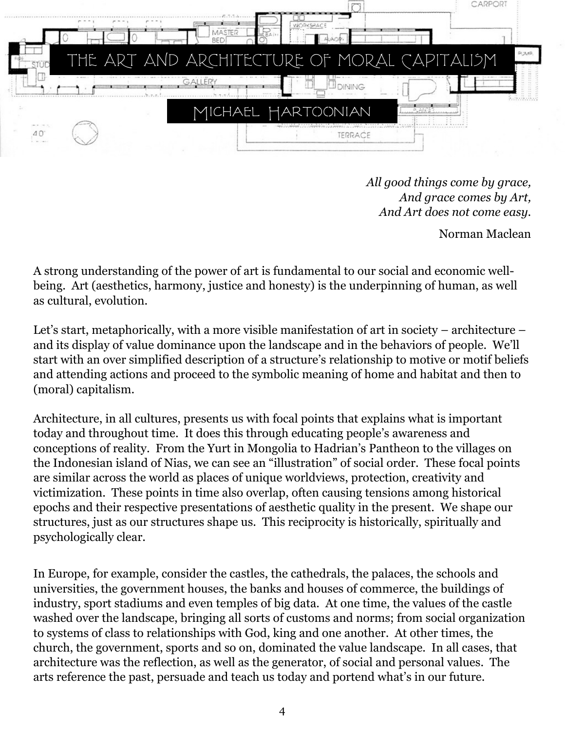# The Art and Architecture of Moral Capitalism

## Michael Hartoonian

*All good things come by grace,*
*And grace comes by Art,*
*And Art does not come easy.*

Norman Maclean

A strong understanding of the power of art is fundamental to our social and economic well-being. Art (aesthetics, harmony, justice and honesty) is the underpinning of human, as well as cultural, evolution.

Let's start, metaphorically, with a more visible manifestation of art in society – architecture – and its display of value dominance upon the landscape and in the behaviors of people. We'll start with an over simplified description of a structure's relationship to motive or motif beliefs and attending actions and proceed to the symbolic meaning of home and habitat and then to (moral) capitalism.

Architecture, in all cultures, presents us with focal points that explains what is important today and throughout time. It does this through educating people's awareness and conceptions of reality. From the Yurt in Mongolia to Hadrian's Pantheon to the villages on the Indonesian island of Nias, we can see an "illustration" of social order. These focal points are similar across the world as places of unique worldviews, protection, creativity and victimization. These points in time also overlap, often causing tensions among historical epochs and their respective presentations of aesthetic quality in the present. We shape our structures, just as our structures shape us. This reciprocity is historically, spiritually and psychologically clear.

In Europe, for example, consider the castles, the cathedrals, the palaces, the schools and universities, the government houses, the banks and houses of commerce, the buildings of industry, sport stadiums and even temples of big data. At one time, the values of the castle washed over the landscape, bringing all sorts of customs and norms; from social organization to systems of class to relationships with God, king and one another. At other times, the church, the government, sports and so on, dominated the value landscape. In all cases, that architecture was the reflection, as well as the generator, of social and personal values. The arts reference the past, persuade and teach us today and portend what's in our future.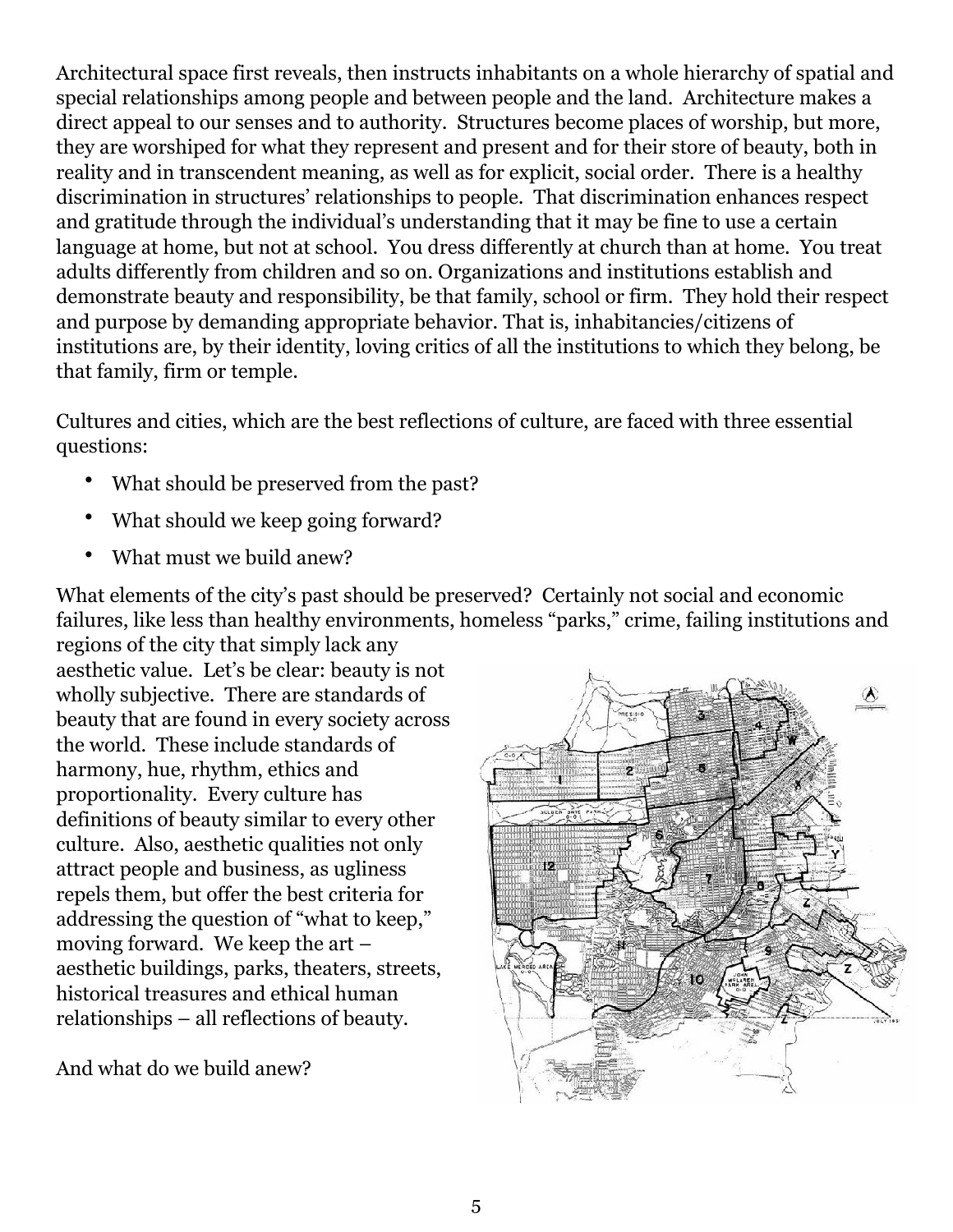Architectural space first reveals, then instructs inhabitants on a whole hierarchy of spatial and special relationships among people and between people and the land. Architecture makes a direct appeal to our senses and to authority. Structures become places of worship, but more, they are worshiped for what they represent and present and for their store of beauty, both in reality and in transcendent meaning, as well as for explicit, social order. There is a healthy discrimination in structures' relationships to people. That discrimination enhances respect and gratitude through the individual's understanding that it may be fine to use a certain language at home, but not at school. You dress differently at church than at home. You treat adults differently from children and so on. Organizations and institutions establish and demonstrate beauty and responsibility, be that family, school or firm. They hold their respect and purpose by demanding appropriate behavior. That is, inhabitancies/citizens of institutions are, by their identity, loving critics of all the institutions to which they belong, be that family, firm or temple.

Cultures and cities, which are the best reflections of culture, are faced with three essential questions:

- What should be preserved from the past?
- What should we keep going forward?
- What must we build anew?

What elements of the city's past should be preserved? Certainly not social and economic failures, like less than healthy environments, homeless "parks," crime, failing institutions and regions of the city that simply lack any aesthetic value. Let's be clear: beauty is not wholly subjective. There are standards of beauty that are found in every society across the world. These include standards of harmony, hue, rhythm, ethics and proportionality. Every culture has definitions of beauty similar to every other culture. Also, aesthetic qualities not only attract people and business, as ugliness repels them, but offer the best criteria for addressing the question of "what to keep," moving forward. We keep the art – aesthetic buildings, parks, theaters, streets, historical treasures and ethical human relationships – all reflections of beauty.

And what do we build anew?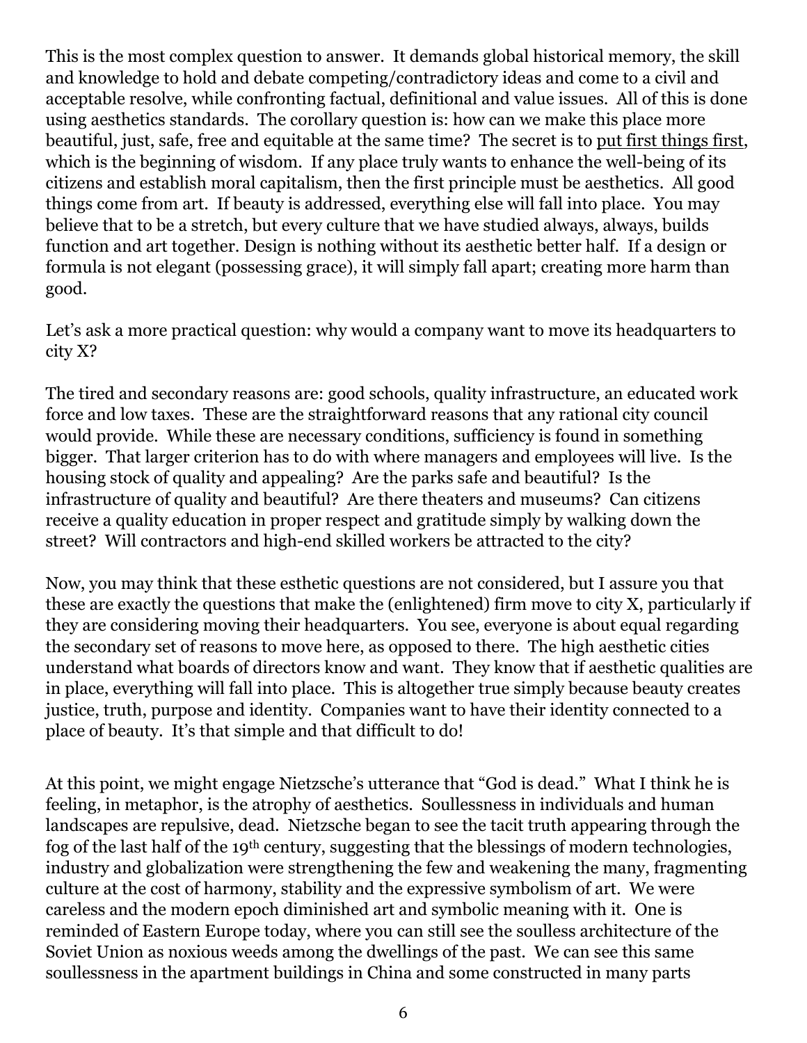This is the most complex question to answer. It demands global historical memory, the skill and knowledge to hold and debate competing/contradictory ideas and come to a civil and acceptable resolve, while confronting factual, definitional and value issues. All of this is done using aesthetics standards. The corollary question is: how can we make this place more beautiful, just, safe, free and equitable at the same time? The secret is to <u>put first things first</u>, which is the beginning of wisdom. If any place truly wants to enhance the well-being of its citizens and establish moral capitalism, then the first principle must be aesthetics. All good things come from art. If beauty is addressed, everything else will fall into place. You may believe that to be a stretch, but every culture that we have studied always, always, builds function and art together. Design is nothing without its aesthetic better half. If a design or formula is not elegant (possessing grace), it will simply fall apart; creating more harm than good.

Let's ask a more practical question: why would a company want to move its headquarters to city X?

The tired and secondary reasons are: good schools, quality infrastructure, an educated work force and low taxes. These are the straightforward reasons that any rational city council would provide. While these are necessary conditions, sufficiency is found in something bigger. That larger criterion has to do with where managers and employees will live. Is the housing stock of quality and appealing? Are the parks safe and beautiful? Is the infrastructure of quality and beautiful? Are there theaters and museums? Can citizens receive a quality education in proper respect and gratitude simply by walking down the street? Will contractors and high-end skilled workers be attracted to the city?

Now, you may think that these esthetic questions are not considered, but I assure you that these are exactly the questions that make the (enlightened) firm move to city X, particularly if they are considering moving their headquarters. You see, everyone is about equal regarding the secondary set of reasons to move here, as opposed to there. The high aesthetic cities understand what boards of directors know and want. They know that if aesthetic qualities are in place, everything will fall into place. This is altogether true simply because beauty creates justice, truth, purpose and identity. Companies want to have their identity connected to a place of beauty. It's that simple and that difficult to do!

At this point, we might engage Nietzsche's utterance that "God is dead." What I think he is feeling, in metaphor, is the atrophy of aesthetics. Soullessness in individuals and human landscapes are repulsive, dead. Nietzsche began to see the tacit truth appearing through the fog of the last half of the 19th century, suggesting that the blessings of modern technologies, industry and globalization were strengthening the few and weakening the many, fragmenting culture at the cost of harmony, stability and the expressive symbolism of art. We were careless and the modern epoch diminished art and symbolic meaning with it. One is reminded of Eastern Europe today, where you can still see the soulless architecture of the Soviet Union as noxious weeds among the dwellings of the past. We can see this same soullessness in the apartment buildings in China and some constructed in many parts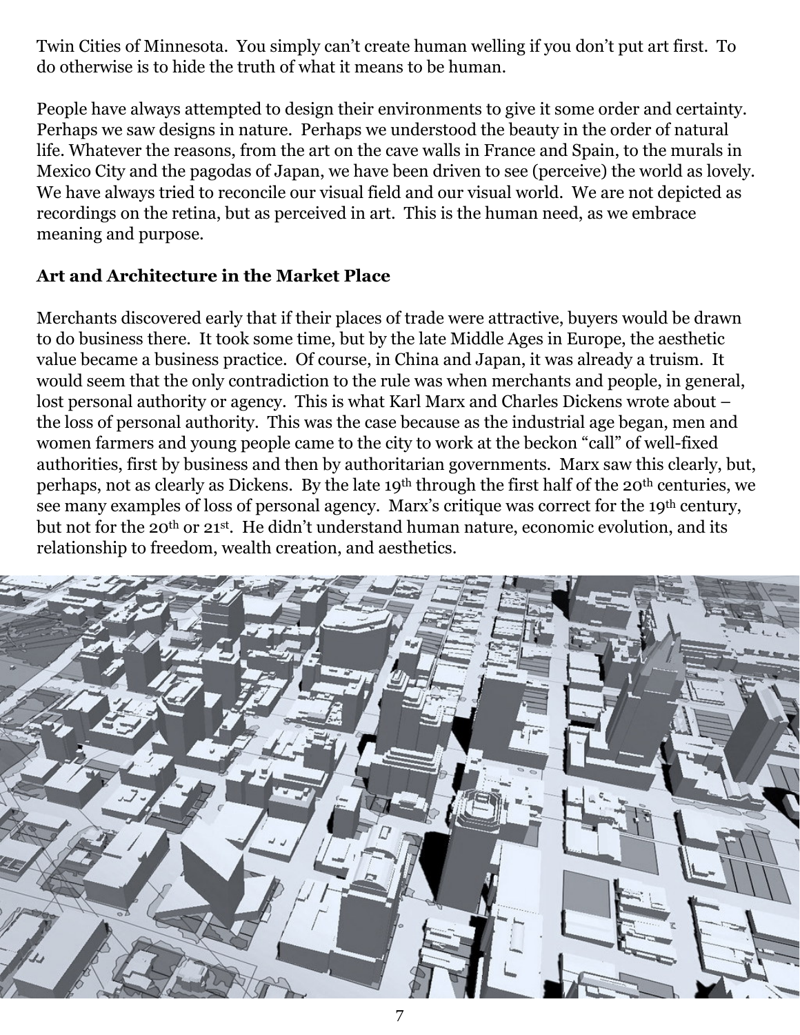Twin Cities of Minnesota. You simply can't create human welling if you don't put art first. To do otherwise is to hide the truth of what it means to be human.

People have always attempted to design their environments to give it some order and certainty. Perhaps we saw designs in nature. Perhaps we understood the beauty in the order of natural life. Whatever the reasons, from the art on the cave walls in France and Spain, to the murals in Mexico City and the pagodas of Japan, we have been driven to see (perceive) the world as lovely. We have always tried to reconcile our visual field and our visual world. We are not depicted as recordings on the retina, but as perceived in art. This is the human need, as we embrace meaning and purpose.

**Art and Architecture in the Market Place**

Merchants discovered early that if their places of trade were attractive, buyers would be drawn to do business there. It took some time, but by the late Middle Ages in Europe, the aesthetic value became a business practice. Of course, in China and Japan, it was already a truism. It would seem that the only contradiction to the rule was when merchants and people, in general, lost personal authority or agency. This is what Karl Marx and Charles Dickens wrote about – the loss of personal authority. This was the case because as the industrial age began, men and women farmers and young people came to the city to work at the beckon "call" of well-fixed authorities, first by business and then by authoritarian governments. Marx saw this clearly, but, perhaps, not as clearly as Dickens. By the late 19th through the first half of the 20th centuries, we see many examples of loss of personal agency. Marx's critique was correct for the 19th century, but not for the 20th or 21st. He didn't understand human nature, economic evolution, and its relationship to freedom, wealth creation, and aesthetics.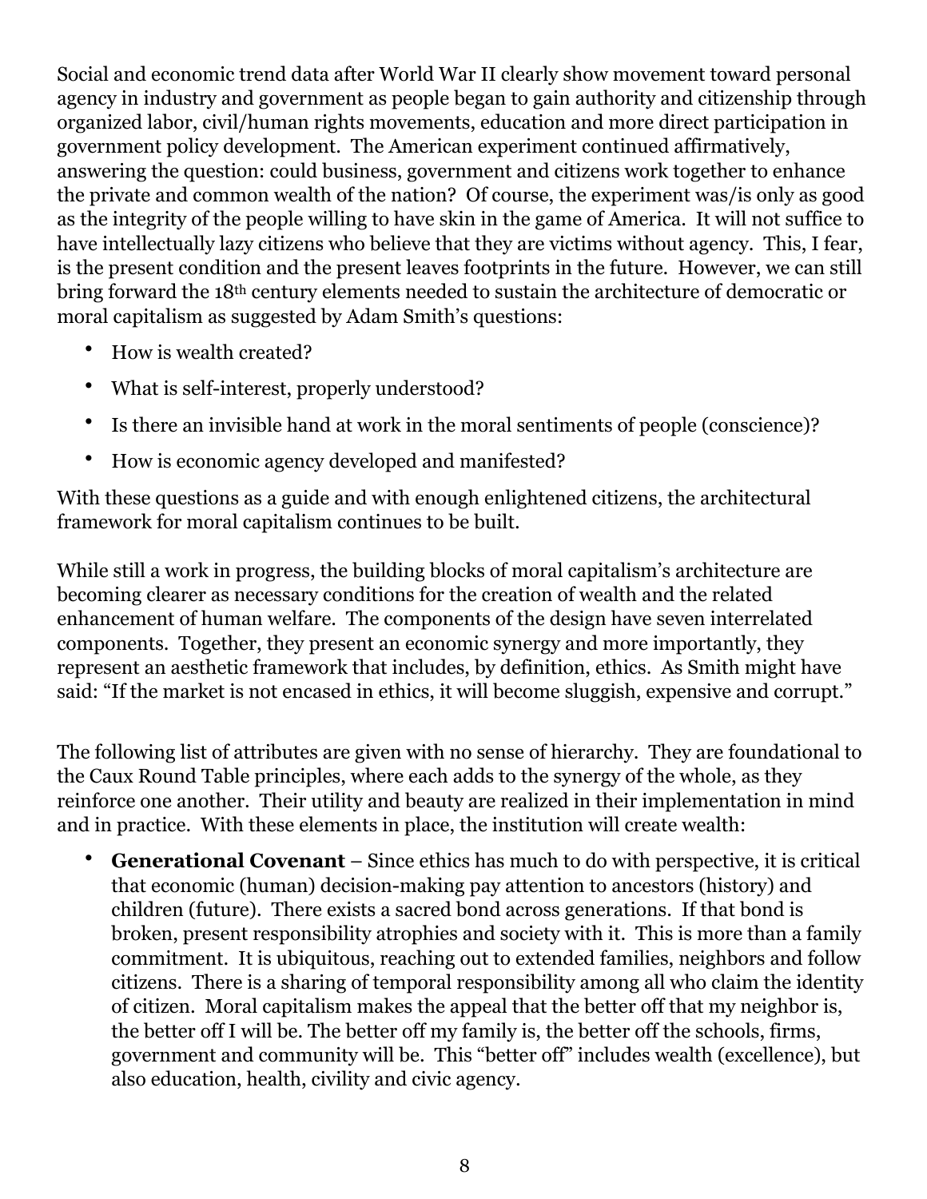Social and economic trend data after World War II clearly show movement toward personal agency in industry and government as people began to gain authority and citizenship through organized labor, civil/human rights movements, education and more direct participation in government policy development. The American experiment continued affirmatively, answering the question: could business, government and citizens work together to enhance the private and common wealth of the nation? Of course, the experiment was/is only as good as the integrity of the people willing to have skin in the game of America. It will not suffice to have intellectually lazy citizens who believe that they are victims without agency. This, I fear, is the present condition and the present leaves footprints in the future. However, we can still bring forward the 18th century elements needed to sustain the architecture of democratic or moral capitalism as suggested by Adam Smith's questions:

- How is wealth created?
- What is self-interest, properly understood?
- Is there an invisible hand at work in the moral sentiments of people (conscience)?
- How is economic agency developed and manifested?

With these questions as a guide and with enough enlightened citizens, the architectural framework for moral capitalism continues to be built.

While still a work in progress, the building blocks of moral capitalism's architecture are becoming clearer as necessary conditions for the creation of wealth and the related enhancement of human welfare. The components of the design have seven interrelated components. Together, they present an economic synergy and more importantly, they represent an aesthetic framework that includes, by definition, ethics. As Smith might have said: "If the market is not encased in ethics, it will become sluggish, expensive and corrupt."

The following list of attributes are given with no sense of hierarchy. They are foundational to the Caux Round Table principles, where each adds to the synergy of the whole, as they reinforce one another. Their utility and beauty are realized in their implementation in mind and in practice. With these elements in place, the institution will create wealth:

- **Generational Covenant** – Since ethics has much to do with perspective, it is critical that economic (human) decision-making pay attention to ancestors (history) and children (future). There exists a sacred bond across generations. If that bond is broken, present responsibility atrophies and society with it. This is more than a family commitment. It is ubiquitous, reaching out to extended families, neighbors and follow citizens. There is a sharing of temporal responsibility among all who claim the identity of citizen. Moral capitalism makes the appeal that the better off that my neighbor is, the better off I will be. The better off my family is, the better off the schools, firms, government and community will be. This "better off" includes wealth (excellence), but also education, health, civility and civic agency.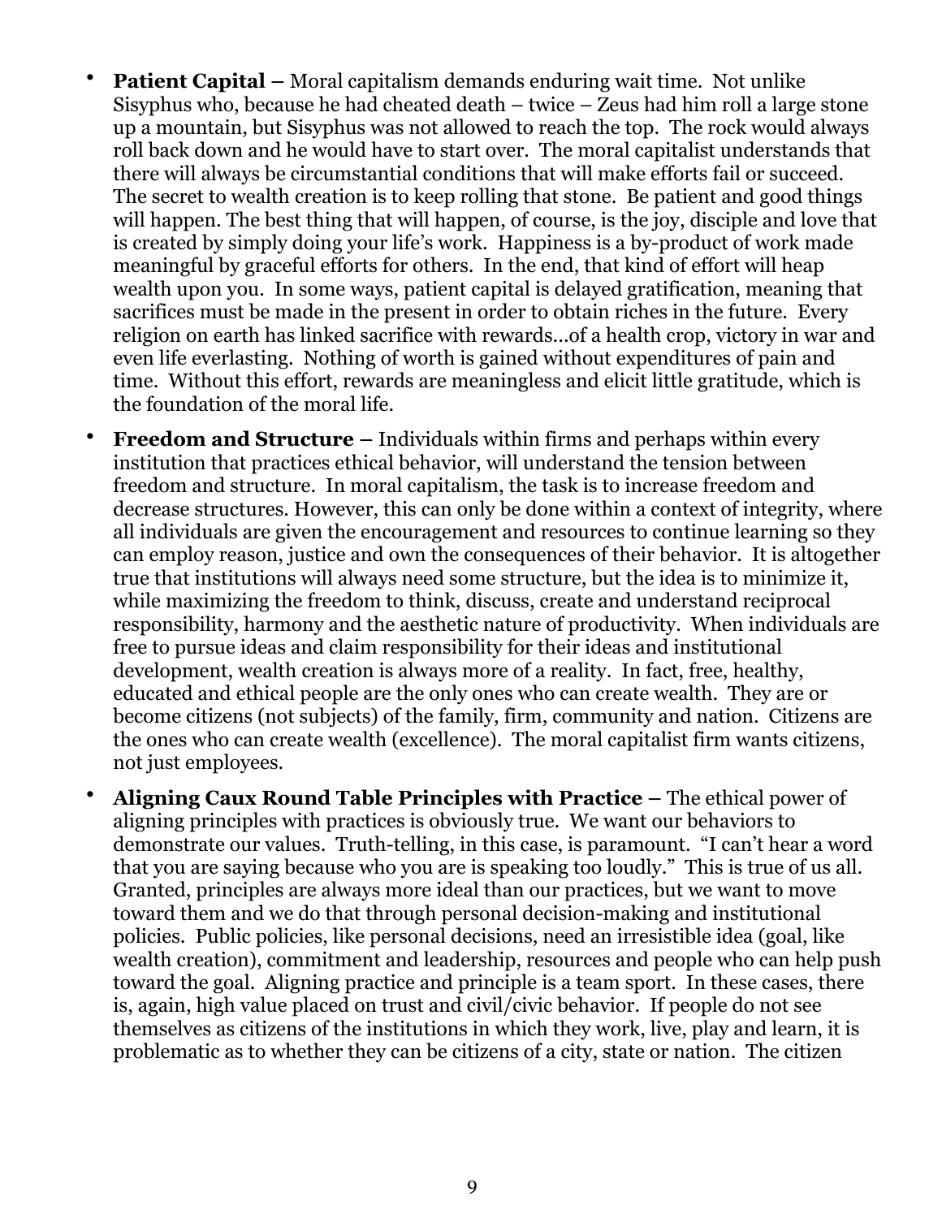- **Patient Capital –** Moral capitalism demands enduring wait time. Not unlike Sisyphus who, because he had cheated death – twice – Zeus had him roll a large stone up a mountain, but Sisyphus was not allowed to reach the top. The rock would always roll back down and he would have to start over. The moral capitalist understands that there will always be circumstantial conditions that will make efforts fail or succeed. The secret to wealth creation is to keep rolling that stone. Be patient and good things will happen. The best thing that will happen, of course, is the joy, disciple and love that is created by simply doing your life's work. Happiness is a by-product of work made meaningful by graceful efforts for others. In the end, that kind of effort will heap wealth upon you. In some ways, patient capital is delayed gratification, meaning that sacrifices must be made in the present in order to obtain riches in the future. Every religion on earth has linked sacrifice with rewards…of a health crop, victory in war and even life everlasting. Nothing of worth is gained without expenditures of pain and time. Without this effort, rewards are meaningless and elicit little gratitude, which is the foundation of the moral life.
- **Freedom and Structure –** Individuals within firms and perhaps within every institution that practices ethical behavior, will understand the tension between freedom and structure. In moral capitalism, the task is to increase freedom and decrease structures. However, this can only be done within a context of integrity, where all individuals are given the encouragement and resources to continue learning so they can employ reason, justice and own the consequences of their behavior. It is altogether true that institutions will always need some structure, but the idea is to minimize it, while maximizing the freedom to think, discuss, create and understand reciprocal responsibility, harmony and the aesthetic nature of productivity. When individuals are free to pursue ideas and claim responsibility for their ideas and institutional development, wealth creation is always more of a reality. In fact, free, healthy, educated and ethical people are the only ones who can create wealth. They are or become citizens (not subjects) of the family, firm, community and nation. Citizens are the ones who can create wealth (excellence). The moral capitalist firm wants citizens, not just employees.
- **Aligning Caux Round Table Principles with Practice –** The ethical power of aligning principles with practices is obviously true. We want our behaviors to demonstrate our values. Truth-telling, in this case, is paramount. "I can't hear a word that you are saying because who you are is speaking too loudly." This is true of us all. Granted, principles are always more ideal than our practices, but we want to move toward them and we do that through personal decision-making and institutional policies. Public policies, like personal decisions, need an irresistible idea (goal, like wealth creation), commitment and leadership, resources and people who can help push toward the goal. Aligning practice and principle is a team sport. In these cases, there is, again, high value placed on trust and civil/civic behavior. If people do not see themselves as citizens of the institutions in which they work, live, play and learn, it is problematic as to whether they can be citizens of a city, state or nation. The citizen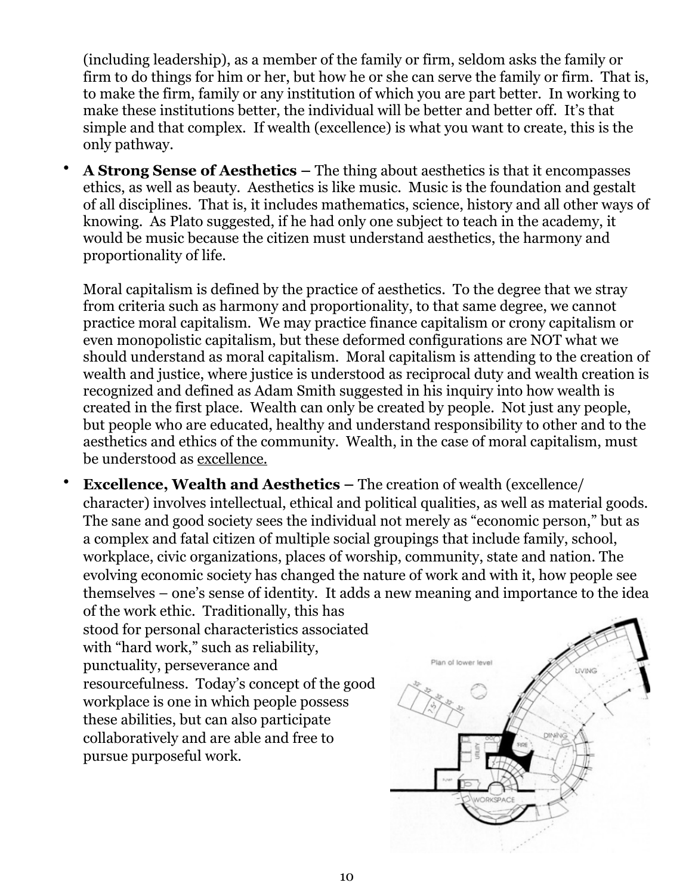(including leadership), as a member of the family or firm, seldom asks the family or firm to do things for him or her, but how he or she can serve the family or firm. That is, to make the firm, family or any institution of which you are part better. In working to make these institutions better, the individual will be better and better off. It's that simple and that complex. If wealth (excellence) is what you want to create, this is the only pathway.

- **A Strong Sense of Aesthetics –** The thing about aesthetics is that it encompasses ethics, as well as beauty. Aesthetics is like music. Music is the foundation and gestalt of all disciplines. That is, it includes mathematics, science, history and all other ways of knowing. As Plato suggested, if he had only one subject to teach in the academy, it would be music because the citizen must understand aesthetics, the harmony and proportionality of life.

  Moral capitalism is defined by the practice of aesthetics. To the degree that we stray from criteria such as harmony and proportionality, to that same degree, we cannot practice moral capitalism. We may practice finance capitalism or crony capitalism or even monopolistic capitalism, but these deformed configurations are NOT what we should understand as moral capitalism. Moral capitalism is attending to the creation of wealth and justice, where justice is understood as reciprocal duty and wealth creation is recognized and defined as Adam Smith suggested in his inquiry into how wealth is created in the first place. Wealth can only be created by people. Not just any people, but people who are educated, healthy and understand responsibility to other and to the aesthetics and ethics of the community. Wealth, in the case of moral capitalism, must be understood as <u>excellence.</u>

- **Excellence, Wealth and Aesthetics –** The creation of wealth (excellence/ character) involves intellectual, ethical and political qualities, as well as material goods. The sane and good society sees the individual not merely as "economic person," but as a complex and fatal citizen of multiple social groupings that include family, school, workplace, civic organizations, places of worship, community, state and nation. The evolving economic society has changed the nature of work and with it, how people see themselves – one's sense of identity. It adds a new meaning and importance to the idea of the work ethic. Traditionally, this has stood for personal characteristics associated with "hard work," such as reliability, punctuality, perseverance and resourcefulness. Today's concept of the good workplace is one in which people possess these abilities, but can also participate collaboratively and are able and free to pursue purposeful work.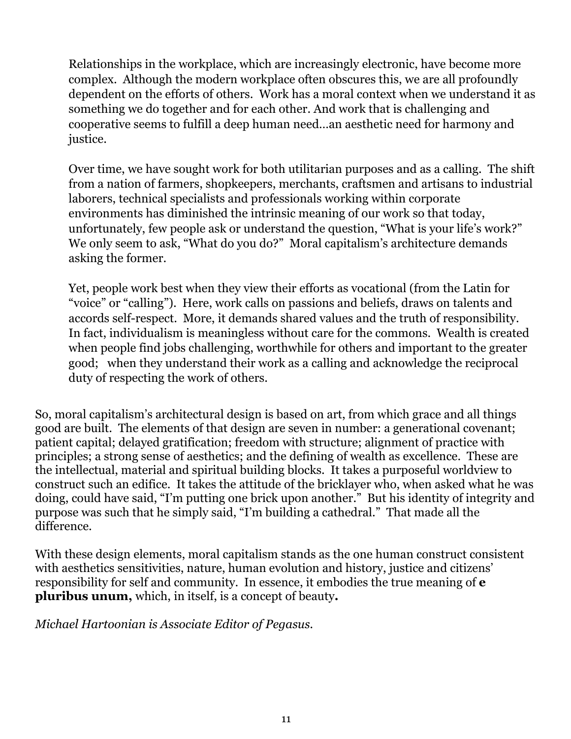> Relationships in the workplace, which are increasingly electronic, have become more complex. Although the modern workplace often obscures this, we are all profoundly dependent on the efforts of others. Work has a moral context when we understand it as something we do together and for each other. And work that is challenging and cooperative seems to fulfill a deep human need…an aesthetic need for harmony and justice.
>
> Over time, we have sought work for both utilitarian purposes and as a calling. The shift from a nation of farmers, shopkeepers, merchants, craftsmen and artisans to industrial laborers, technical specialists and professionals working within corporate environments has diminished the intrinsic meaning of our work so that today, unfortunately, few people ask or understand the question, "What is your life's work?" We only seem to ask, "What do you do?" Moral capitalism's architecture demands asking the former.
>
> Yet, people work best when they view their efforts as vocational (from the Latin for "voice" or "calling"). Here, work calls on passions and beliefs, draws on talents and accords self-respect. More, it demands shared values and the truth of responsibility. In fact, individualism is meaningless without care for the commons. Wealth is created when people find jobs challenging, worthwhile for others and important to the greater good; when they understand their work as a calling and acknowledge the reciprocal duty of respecting the work of others.

So, moral capitalism's architectural design is based on art, from which grace and all things good are built. The elements of that design are seven in number: a generational covenant; patient capital; delayed gratification; freedom with structure; alignment of practice with principles; a strong sense of aesthetics; and the defining of wealth as excellence. These are the intellectual, material and spiritual building blocks. It takes a purposeful worldview to construct such an edifice. It takes the attitude of the bricklayer who, when asked what he was doing, could have said, "I'm putting one brick upon another." But his identity of integrity and purpose was such that he simply said, "I'm building a cathedral." That made all the difference.

With these design elements, moral capitalism stands as the one human construct consistent with aesthetics sensitivities, nature, human evolution and history, justice and citizens' responsibility for self and community. In essence, it embodies the true meaning of **e pluribus unum,** which, in itself, is a concept of beauty**.**

*Michael Hartoonian is Associate Editor of Pegasus.*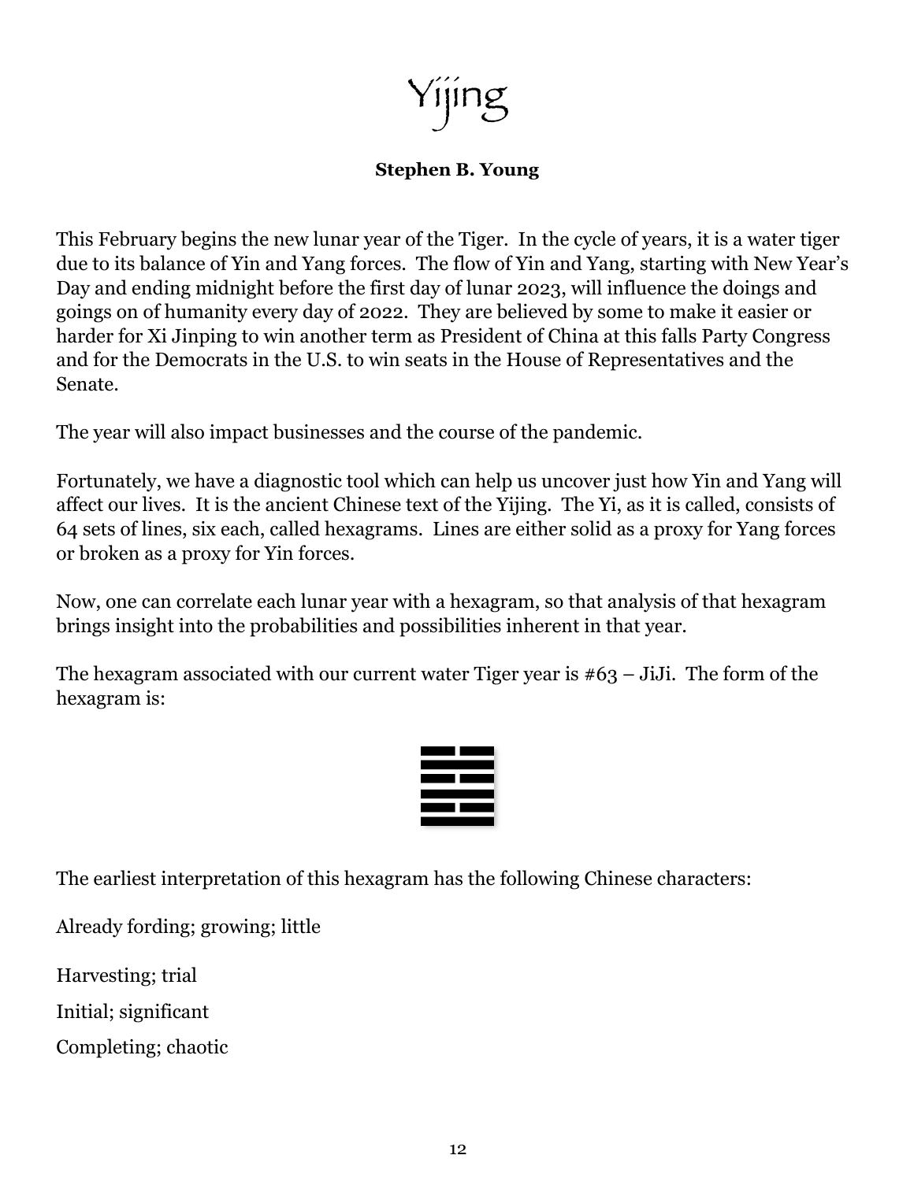# Yijing

**Stephen B. Young**

This February begins the new lunar year of the Tiger. In the cycle of years, it is a water tiger due to its balance of Yin and Yang forces. The flow of Yin and Yang, starting with New Year's Day and ending midnight before the first day of lunar 2023, will influence the doings and goings on of humanity every day of 2022. They are believed by some to make it easier or harder for Xi Jinping to win another term as President of China at this falls Party Congress and for the Democrats in the U.S. to win seats in the House of Representatives and the Senate.

The year will also impact businesses and the course of the pandemic.

Fortunately, we have a diagnostic tool which can help us uncover just how Yin and Yang will affect our lives. It is the ancient Chinese text of the Yijing. The Yi, as it is called, consists of 64 sets of lines, six each, called hexagrams. Lines are either solid as a proxy for Yang forces or broken as a proxy for Yin forces.

Now, one can correlate each lunar year with a hexagram, so that analysis of that hexagram brings insight into the probabilities and possibilities inherent in that year.

The hexagram associated with our current water Tiger year is #63 – JiJi. The form of the hexagram is:

The earliest interpretation of this hexagram has the following Chinese characters:

Already fording; growing; little

Harvesting; trial

Initial; significant

Completing; chaotic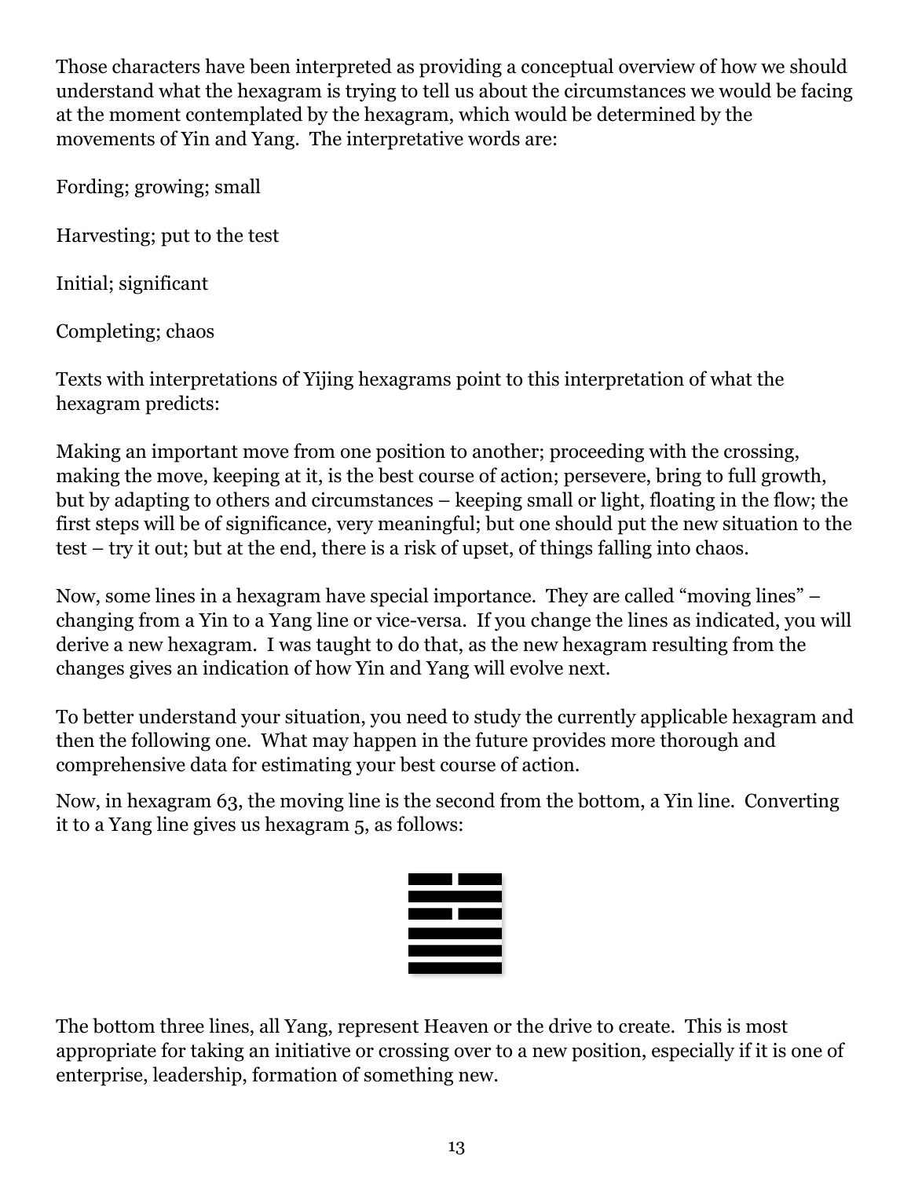Those characters have been interpreted as providing a conceptual overview of how we should understand what the hexagram is trying to tell us about the circumstances we would be facing at the moment contemplated by the hexagram, which would be determined by the movements of Yin and Yang. The interpretative words are:

Fording; growing; small

Harvesting; put to the test

Initial; significant

Completing; chaos

Texts with interpretations of Yijing hexagrams point to this interpretation of what the hexagram predicts:

Making an important move from one position to another; proceeding with the crossing, making the move, keeping at it, is the best course of action; persevere, bring to full growth, but by adapting to others and circumstances – keeping small or light, floating in the flow; the first steps will be of significance, very meaningful; but one should put the new situation to the test – try it out; but at the end, there is a risk of upset, of things falling into chaos.

Now, some lines in a hexagram have special importance. They are called "moving lines" – changing from a Yin to a Yang line or vice-versa. If you change the lines as indicated, you will derive a new hexagram. I was taught to do that, as the new hexagram resulting from the changes gives an indication of how Yin and Yang will evolve next.

To better understand your situation, you need to study the currently applicable hexagram and then the following one. What may happen in the future provides more thorough and comprehensive data for estimating your best course of action.

Now, in hexagram 63, the moving line is the second from the bottom, a Yin line. Converting it to a Yang line gives us hexagram 5, as follows:

The bottom three lines, all Yang, represent Heaven or the drive to create. This is most appropriate for taking an initiative or crossing over to a new position, especially if it is one of enterprise, leadership, formation of something new.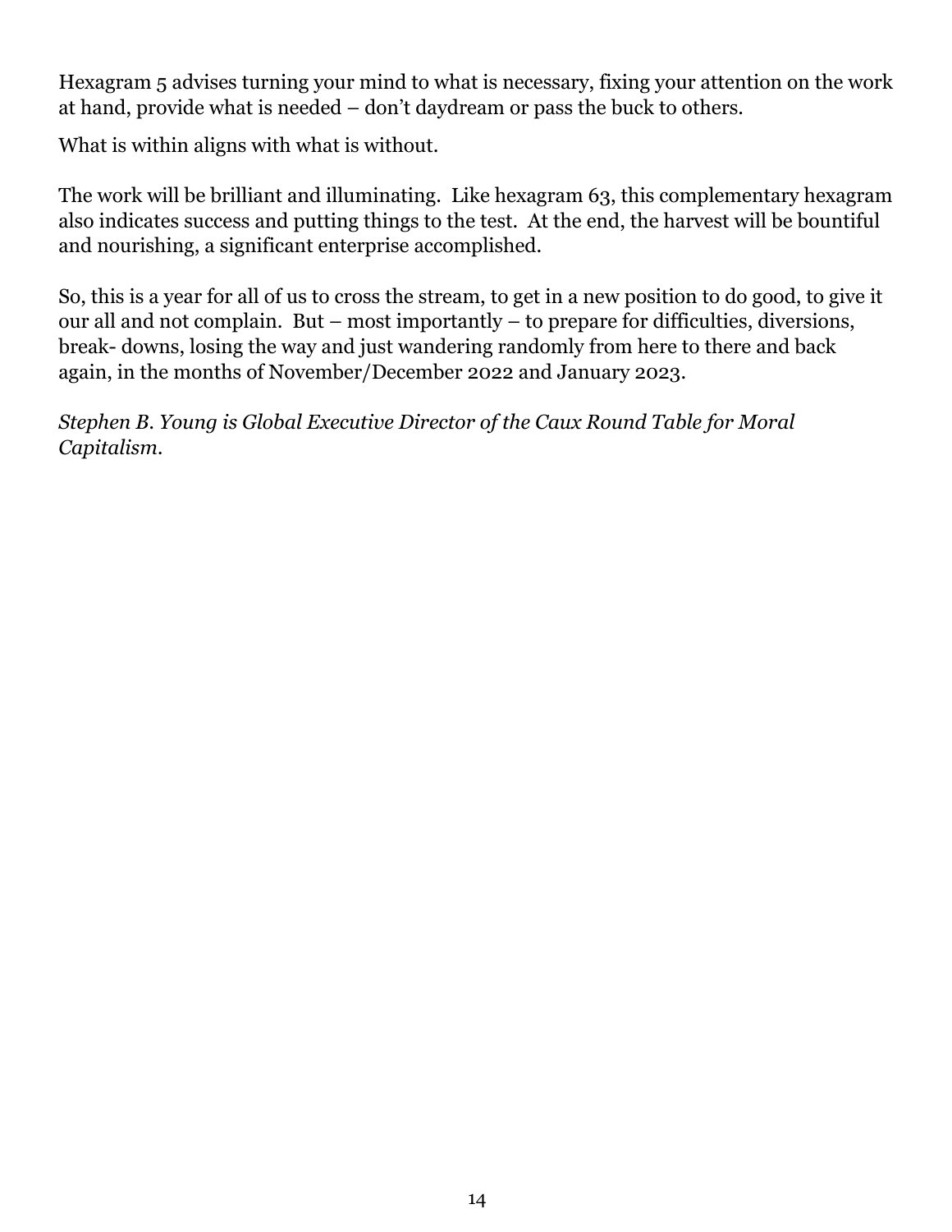Hexagram 5 advises turning your mind to what is necessary, fixing your attention on the work at hand, provide what is needed – don't daydream or pass the buck to others.

What is within aligns with what is without.

The work will be brilliant and illuminating. Like hexagram 63, this complementary hexagram also indicates success and putting things to the test. At the end, the harvest will be bountiful and nourishing, a significant enterprise accomplished.

So, this is a year for all of us to cross the stream, to get in a new position to do good, to give it our all and not complain. But – most importantly – to prepare for difficulties, diversions, break- downs, losing the way and just wandering randomly from here to there and back again, in the months of November/December 2022 and January 2023.

*Stephen B. Young is Global Executive Director of the Caux Round Table for Moral Capitalism.*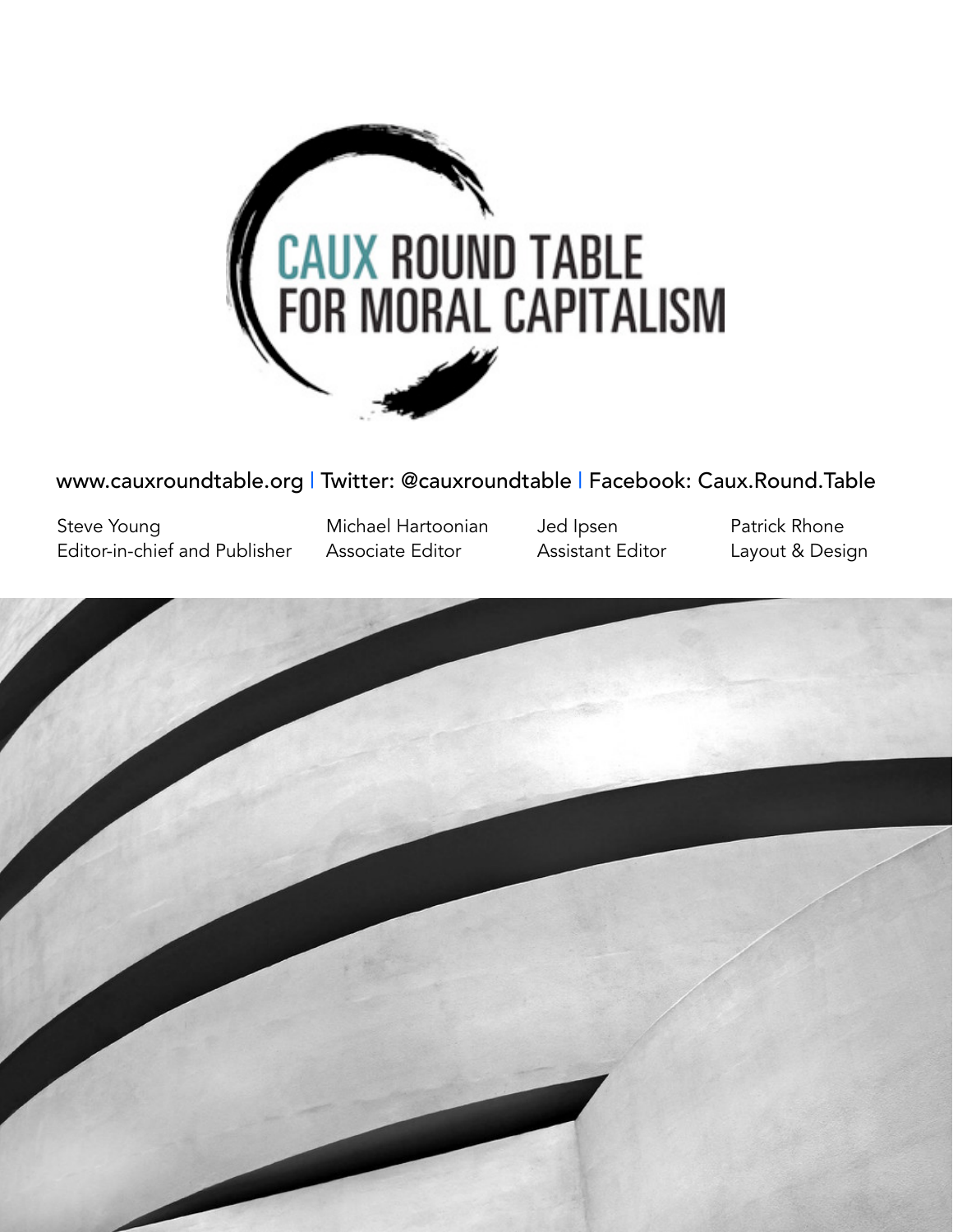CAUX ROUND TABLE FOR MORAL CAPITALISM

www.cauxroundtable.org | Twitter: @cauxroundtable | Facebook: Caux.Round.Table

Steve Young
Editor-in-chief and Publisher

Michael Hartoonian
Associate Editor

Jed Ipsen
Assistant Editor

Patrick Rhone
Layout & Design